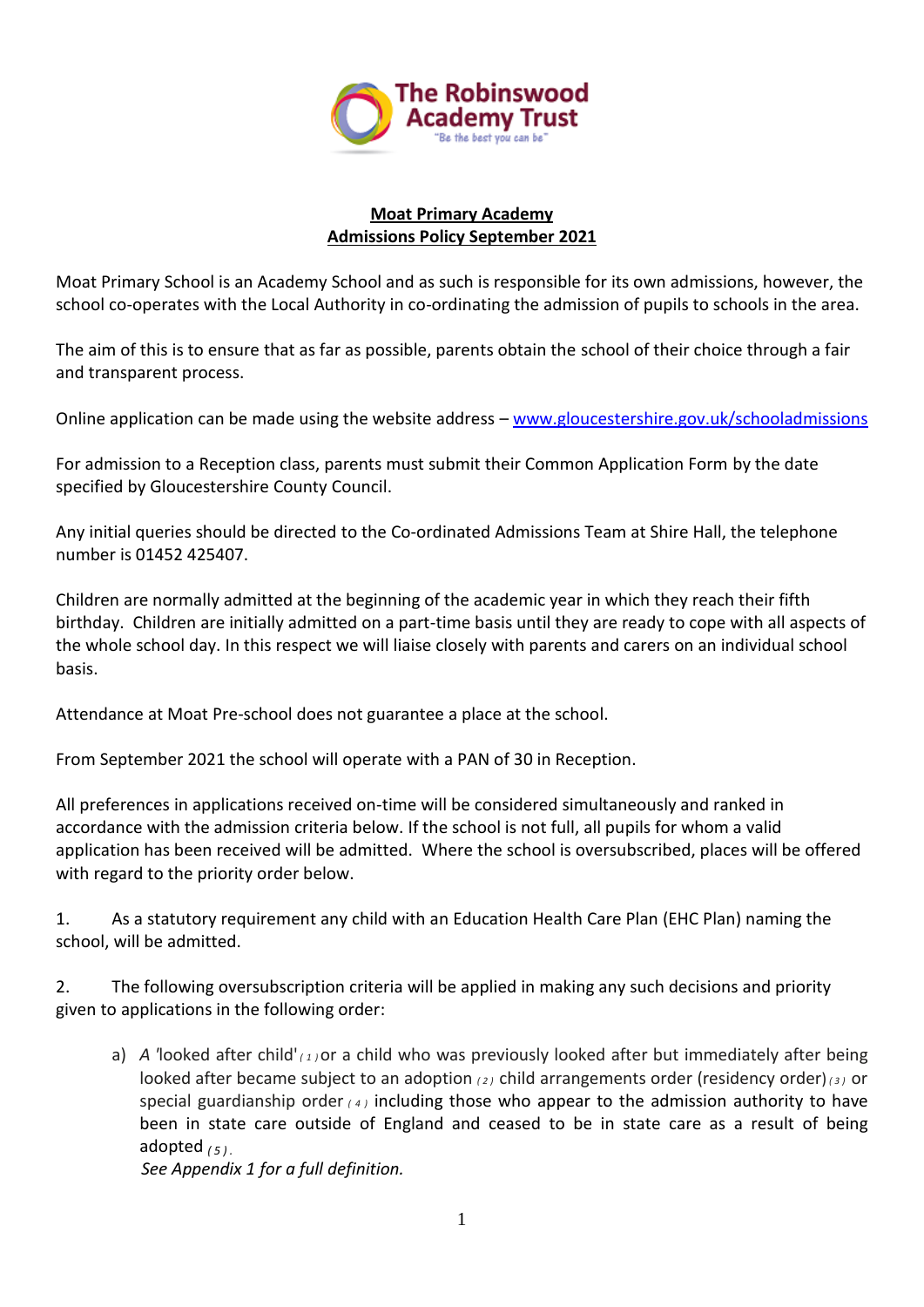The Robinswood Academy Trust
"Be the best you can be"

**Moat Primary Academy**
**Admissions Policy September 2021**

Moat Primary School is an Academy School and as such is responsible for its own admissions, however, the school co-operates with the Local Authority in co-ordinating the admission of pupils to schools in the area.

The aim of this is to ensure that as far as possible, parents obtain the school of their choice through a fair and transparent process.

Online application can be made using the website address – www.gloucestershire.gov.uk/schooladmissions

For admission to a Reception class, parents must submit their Common Application Form by the date specified by Gloucestershire County Council.

Any initial queries should be directed to the Co-ordinated Admissions Team at Shire Hall, the telephone number is 01452 425407.

Children are normally admitted at the beginning of the academic year in which they reach their fifth birthday. Children are initially admitted on a part-time basis until they are ready to cope with all aspects of the whole school day. In this respect we will liaise closely with parents and carers on an individual school basis.

Attendance at Moat Pre-school does not guarantee a place at the school.

From September 2021 the school will operate with a PAN of 30 in Reception.

All preferences in applications received on-time will be considered simultaneously and ranked in accordance with the admission criteria below. If the school is not full, all pupils for whom a valid application has been received will be admitted. Where the school is oversubscribed, places will be offered with regard to the priority order below.

1. As a statutory requirement any child with an Education Health Care Plan (EHC Plan) naming the school, will be admitted.

2. The following oversubscription criteria will be applied in making any such decisions and priority given to applications in the following order:

   a) *A* 'looked after child' (1) or a child who was previously looked after but immediately after being looked after became subject to an adoption (2) child arrangements order (residency order) (3) or special guardianship order (4) including those who appear to the admission authority to have been in state care outside of England and ceased to be in state care as a result of being adopted (5).
   *See Appendix 1 for a full definition.*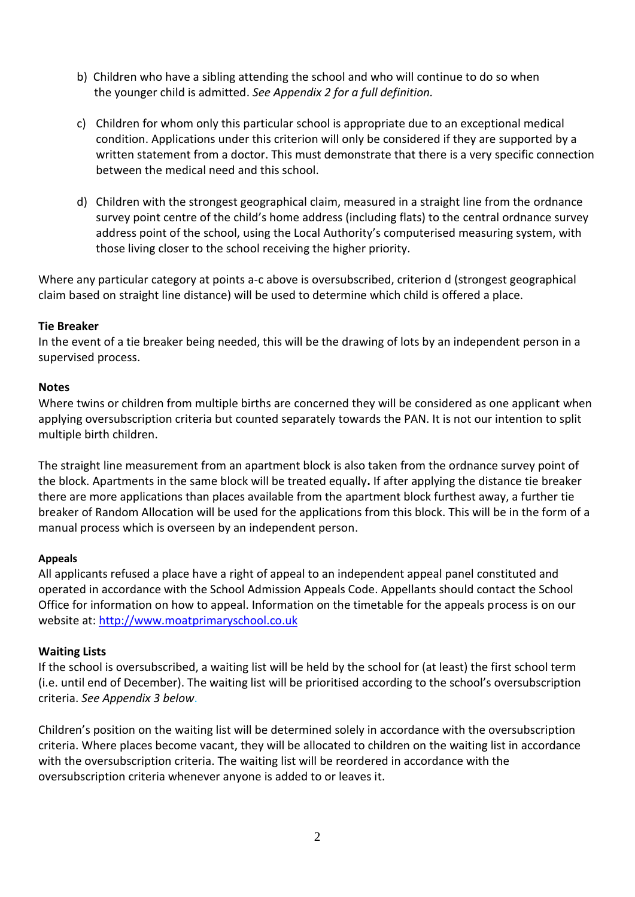b) Children who have a sibling attending the school and who will continue to do so when the younger child is admitted. *See Appendix 2 for a full definition.*

c) Children for whom only this particular school is appropriate due to an exceptional medical condition. Applications under this criterion will only be considered if they are supported by a written statement from a doctor. This must demonstrate that there is a very specific connection between the medical need and this school.

d) Children with the strongest geographical claim, measured in a straight line from the ordnance survey point centre of the child's home address (including flats) to the central ordnance survey address point of the school, using the Local Authority's computerised measuring system, with those living closer to the school receiving the higher priority.

Where any particular category at points a-c above is oversubscribed, criterion d (strongest geographical claim based on straight line distance) will be used to determine which child is offered a place.

**Tie Breaker**

In the event of a tie breaker being needed, this will be the drawing of lots by an independent person in a supervised process.

**Notes**

Where twins or children from multiple births are concerned they will be considered as one applicant when applying oversubscription criteria but counted separately towards the PAN. It is not our intention to split multiple birth children.

The straight line measurement from an apartment block is also taken from the ordnance survey point of the block. Apartments in the same block will be treated equally**.** If after applying the distance tie breaker there are more applications than places available from the apartment block furthest away, a further tie breaker of Random Allocation will be used for the applications from this block. This will be in the form of a manual process which is overseen by an independent person.

**Appeals**

All applicants refused a place have a right of appeal to an independent appeal panel constituted and operated in accordance with the School Admission Appeals Code. Appellants should contact the School Office for information on how to appeal. Information on the timetable for the appeals process is on our website at: [http://www.moatprimaryschool.co.uk](http://www.moatprimaryschool.co.uk)

**Waiting Lists**

If the school is oversubscribed, a waiting list will be held by the school for (at least) the first school term (i.e. until end of December). The waiting list will be prioritised according to the school's oversubscription criteria. *See Appendix 3 below.*

Children's position on the waiting list will be determined solely in accordance with the oversubscription criteria. Where places become vacant, they will be allocated to children on the waiting list in accordance with the oversubscription criteria. The waiting list will be reordered in accordance with the oversubscription criteria whenever anyone is added to or leaves it.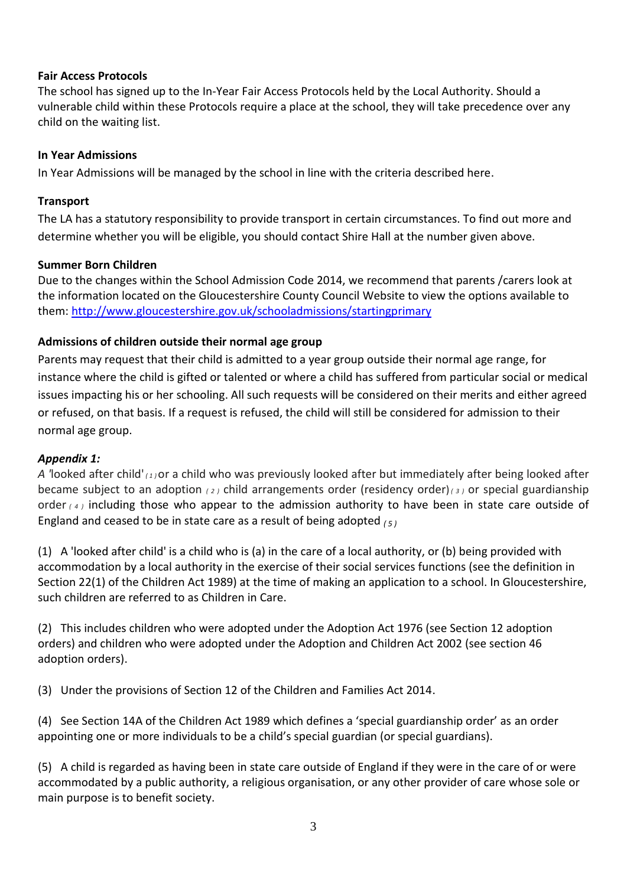**Fair Access Protocols**

The school has signed up to the In-Year Fair Access Protocols held by the Local Authority. Should a vulnerable child within these Protocols require a place at the school, they will take precedence over any child on the waiting list.

**In Year Admissions**

In Year Admissions will be managed by the school in line with the criteria described here.

**Transport**

The LA has a statutory responsibility to provide transport in certain circumstances. To find out more and determine whether you will be eligible, you should contact Shire Hall at the number given above.

**Summer Born Children**

Due to the changes within the School Admission Code 2014, we recommend that parents /carers look at the information located on the Gloucestershire County Council Website to view the options available to them: [http://www.gloucestershire.gov.uk/schooladmissions/startingprimary](http://www.gloucestershire.gov.uk/schooladmissions/startingprimary)

**Admissions of children outside their normal age group**

Parents may request that their child is admitted to a year group outside their normal age range, for instance where the child is gifted or talented or where a child has suffered from particular social or medical issues impacting his or her schooling. All such requests will be considered on their merits and either agreed or refused, on that basis. If a request is refused, the child will still be considered for admission to their normal age group.

***Appendix 1:***

*A* 'looked after child' *(1)* or a child who was previously looked after but immediately after being looked after became subject to an adoption *(2)* child arrangements order (residency order) *(3)* or special guardianship order *(4)* including those who appear to the admission authority to have been in state care outside of England and ceased to be in state care as a result of being adopted *(5)*

(1) A 'looked after child' is a child who is (a) in the care of a local authority, or (b) being provided with accommodation by a local authority in the exercise of their social services functions (see the definition in Section 22(1) of the Children Act 1989) at the time of making an application to a school. In Gloucestershire, such children are referred to as Children in Care.

(2) This includes children who were adopted under the Adoption Act 1976 (see Section 12 adoption orders) and children who were adopted under the Adoption and Children Act 2002 (see section 46 adoption orders).

(3) Under the provisions of Section 12 of the Children and Families Act 2014.

(4) See Section 14A of the Children Act 1989 which defines a 'special guardianship order' as an order appointing one or more individuals to be a child's special guardian (or special guardians).

(5) A child is regarded as having been in state care outside of England if they were in the care of or were accommodated by a public authority, a religious organisation, or any other provider of care whose sole or main purpose is to benefit society.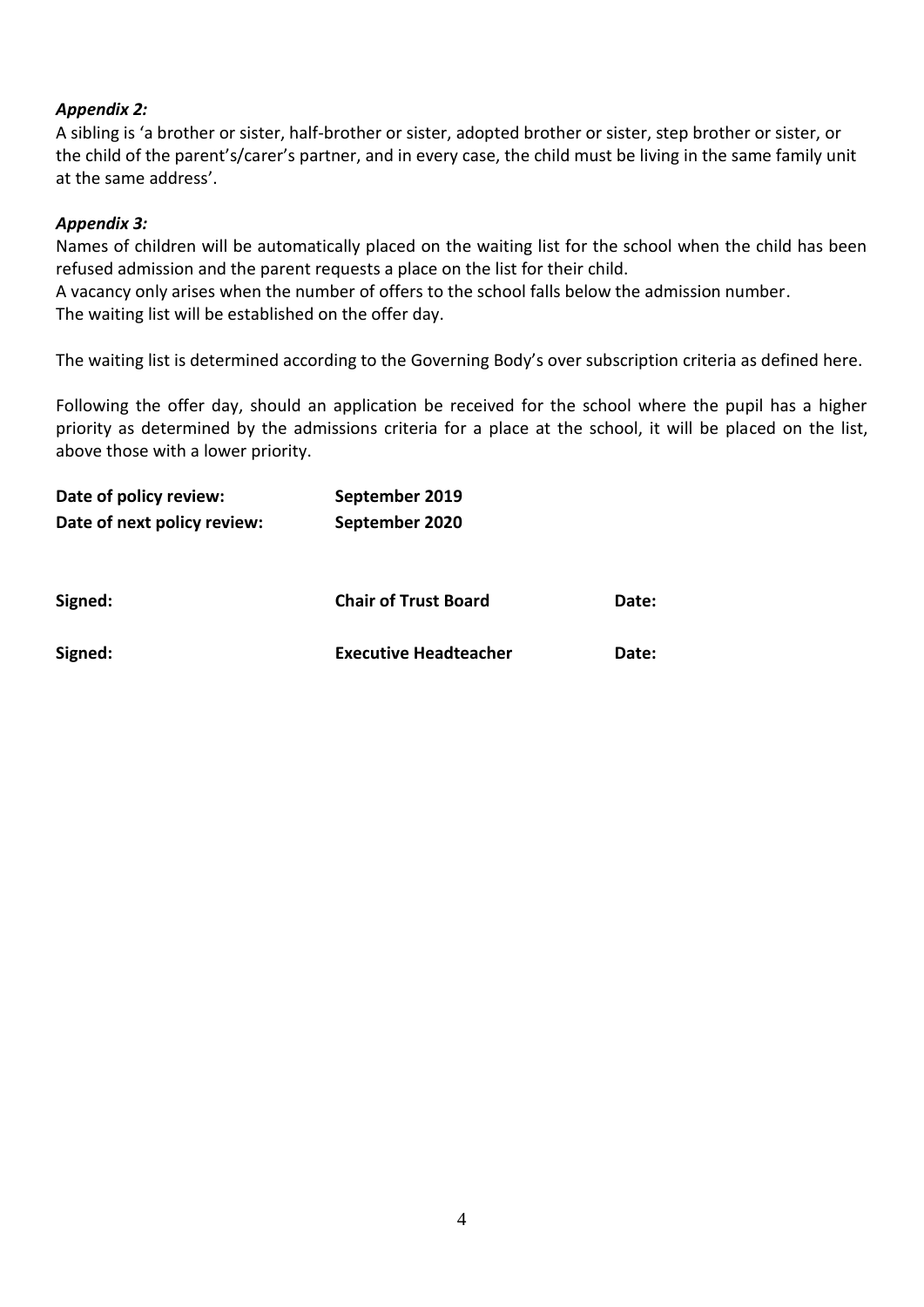***Appendix 2:***

A sibling is 'a brother or sister, half-brother or sister, adopted brother or sister, step brother or sister, or the child of the parent's/carer's partner, and in every case, the child must be living in the same family unit at the same address'.

***Appendix 3:***

Names of children will be automatically placed on the waiting list for the school when the child has been refused admission and the parent requests a place on the list for their child.
A vacancy only arises when the number of offers to the school falls below the admission number.
The waiting list will be established on the offer day.

The waiting list is determined according to the Governing Body's over subscription criteria as defined here.

Following the offer day, should an application be received for the school where the pupil has a higher priority as determined by the admissions criteria for a place at the school, it will be placed on the list, above those with a lower priority.

**Date of policy review:** **September 2019**
**Date of next policy review:** **September 2020**

**Signed:** **Chair of Trust Board** **Date:**

**Signed:** **Executive Headteacher** **Date:**